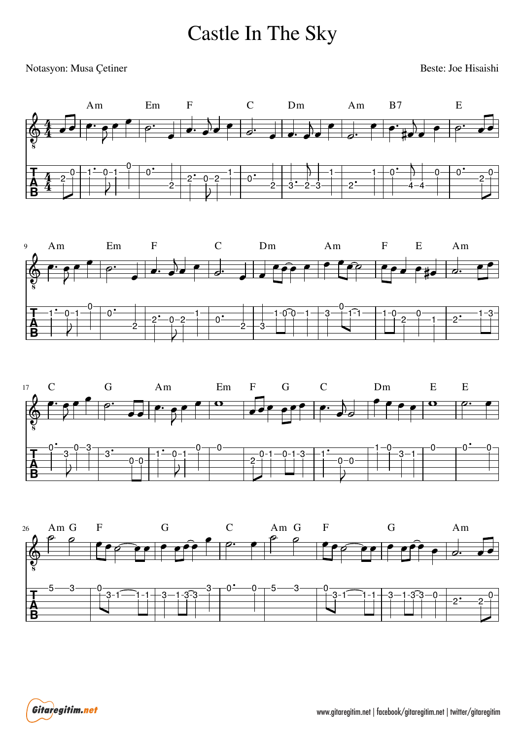# Castle In The Sky

Notasyon: Musa Çetiner

Beste: Joe Hisaishi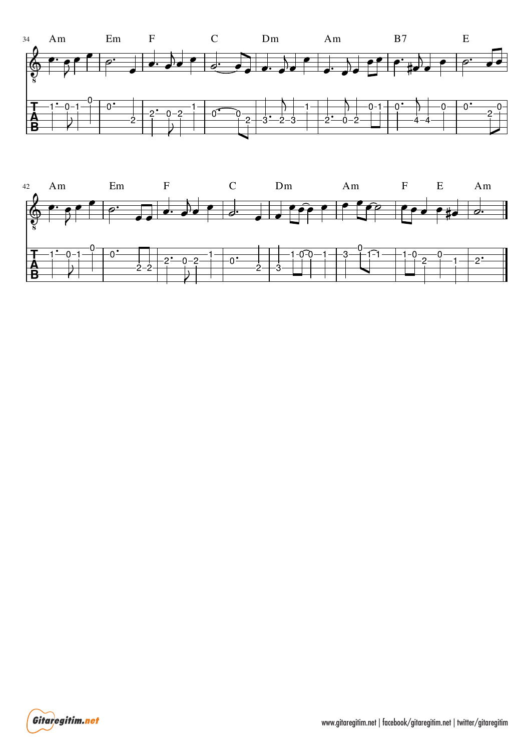www.gitaregitim.net | facebook/gitaregitim.net | twitter/gitaregitim